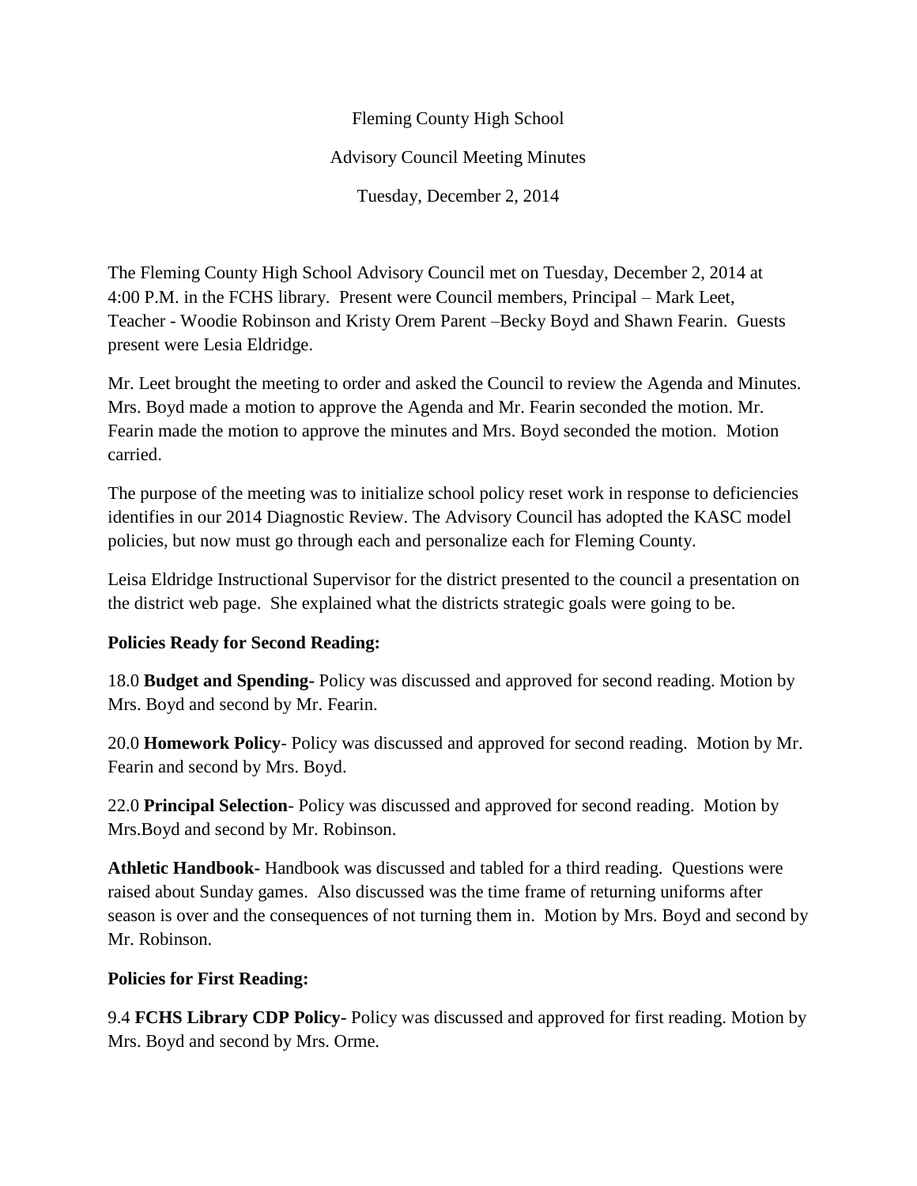Fleming County High School

Advisory Council Meeting Minutes

Tuesday, December 2, 2014

The Fleming County High School Advisory Council met on Tuesday, December 2, 2014 at 4:00 P.M. in the FCHS library. Present were Council members, Principal – Mark Leet, Teacher - Woodie Robinson and Kristy Orem Parent –Becky Boyd and Shawn Fearin. Guests present were Lesia Eldridge.

Mr. Leet brought the meeting to order and asked the Council to review the Agenda and Minutes. Mrs. Boyd made a motion to approve the Agenda and Mr. Fearin seconded the motion. Mr. Fearin made the motion to approve the minutes and Mrs. Boyd seconded the motion. Motion carried.

The purpose of the meeting was to initialize school policy reset work in response to deficiencies identifies in our 2014 Diagnostic Review. The Advisory Council has adopted the KASC model policies, but now must go through each and personalize each for Fleming County.

Leisa Eldridge Instructional Supervisor for the district presented to the council a presentation on the district web page. She explained what the districts strategic goals were going to be.

**Policies Ready for Second Reading:**

18.0 **Budget and Spending-** Policy was discussed and approved for second reading. Motion by Mrs. Boyd and second by Mr. Fearin.

20.0 **Homework Policy**- Policy was discussed and approved for second reading. Motion by Mr. Fearin and second by Mrs. Boyd.

22.0 **Principal Selection**- Policy was discussed and approved for second reading. Motion by Mrs.Boyd and second by Mr. Robinson.

**Athletic Handbook-** Handbook was discussed and tabled for a third reading. Questions were raised about Sunday games. Also discussed was the time frame of returning uniforms after season is over and the consequences of not turning them in. Motion by Mrs. Boyd and second by Mr. Robinson.

**Policies for First Reading:**

9.4 **FCHS Library CDP Policy-** Policy was discussed and approved for first reading. Motion by Mrs. Boyd and second by Mrs. Orme.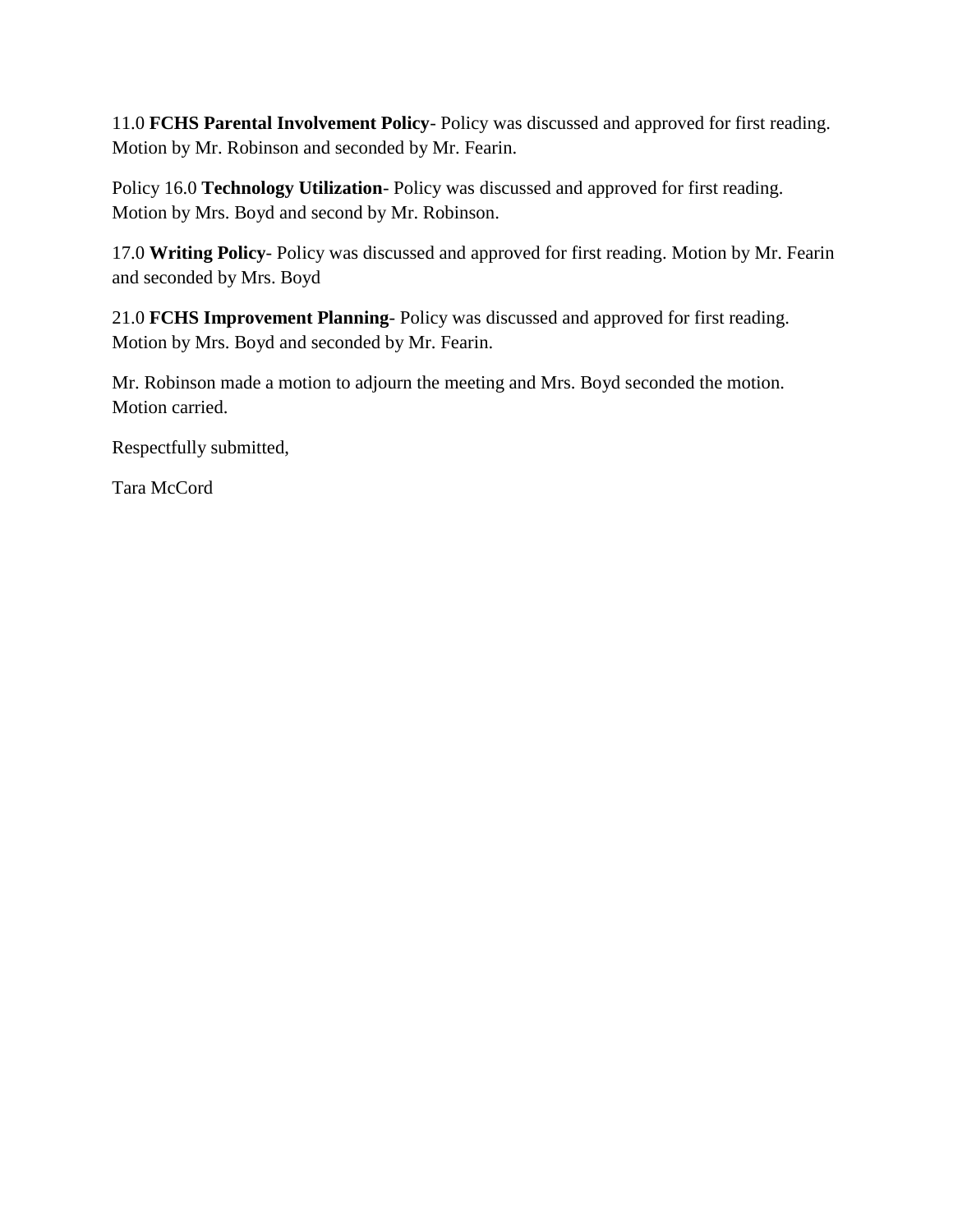11.0 **FCHS Parental Involvement Policy**- Policy was discussed and approved for first reading. Motion by Mr. Robinson and seconded by Mr. Fearin.

Policy 16.0 **Technology Utilization**- Policy was discussed and approved for first reading. Motion by Mrs. Boyd and second by Mr. Robinson.

17.0 **Writing Policy**- Policy was discussed and approved for first reading. Motion by Mr. Fearin and seconded by Mrs. Boyd

21.0 **FCHS Improvement Planning**- Policy was discussed and approved for first reading. Motion by Mrs. Boyd and seconded by Mr. Fearin.

Mr. Robinson made a motion to adjourn the meeting and Mrs. Boyd seconded the motion. Motion carried.

Respectfully submitted,

Tara McCord